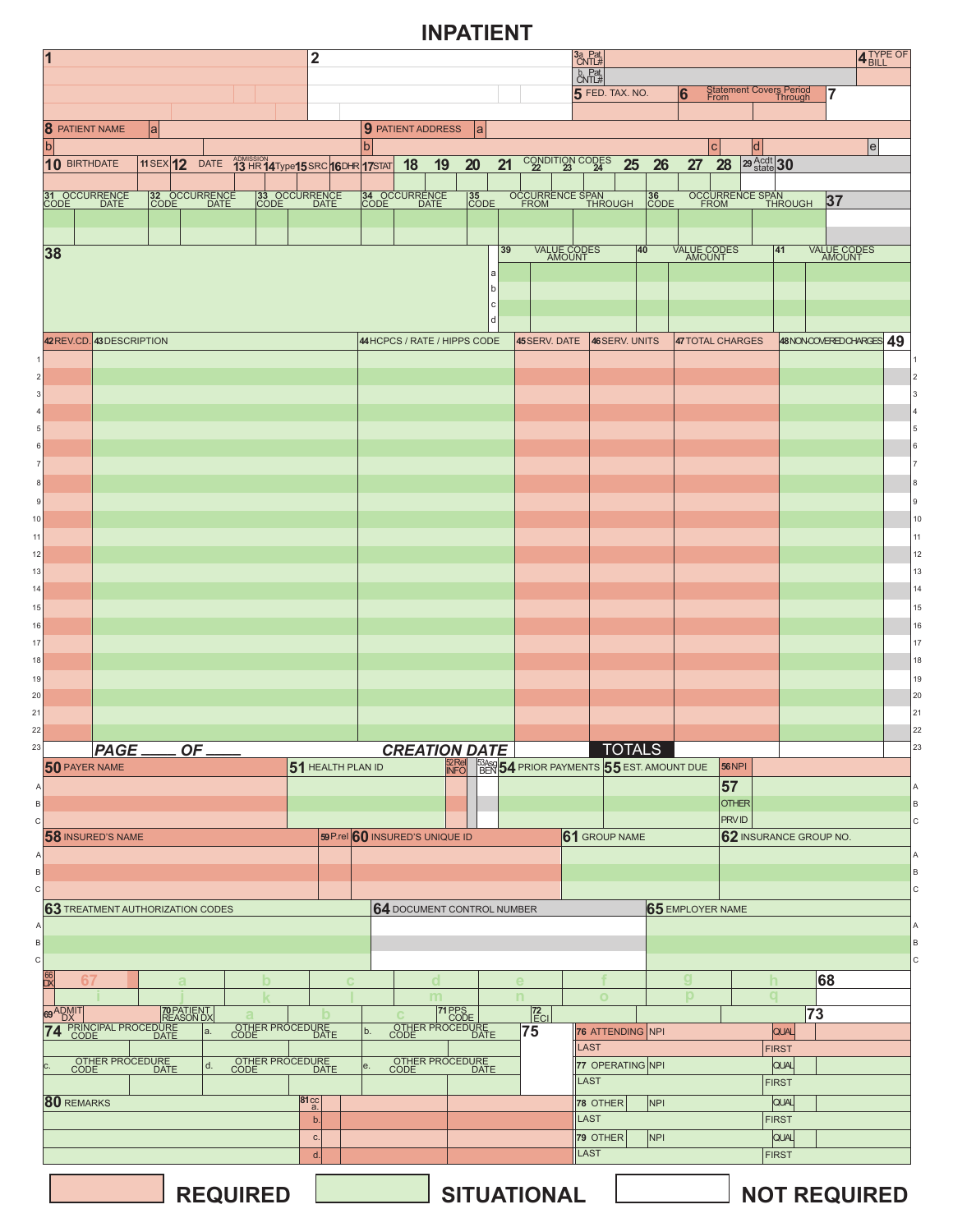# INPATIENT

1

2

3a Pat. CNTL#

b. Pat. CNTL#

4 TYPE OF BILL

5 FED. TAX. NO.

6 Statement Covers Period From Through

7

8 PATIENT NAME a

b

9 PATIENT ADDRESS a

b c d e

10 BIRTHDATE | 11 SEX | 12 ADMISSION DATE | 13 HR | 14 Type | 15 SRC | 16 DHR | 17 STAT | 18 | 19 | 20 | 21 | CONDITION CODES 22 | 23 | 24 | 25 | 26 | 27 | 28 | 29 Acdt state | 30

31 OCCURRENCE CODE DATE | 32 OCCURRENCE CODE DATE | 33 OCCURRENCE CODE DATE | 34 OCCURRENCE CODE DATE | 35 CODE OCCURRENCE SPAN FROM THROUGH | 36 CODE OCCURRENCE SPAN FROM THROUGH | 37

38

39 VALUE CODES CODE AMOUNT | 40 VALUE CODES CODE AMOUNT | 41 VALUE CODES CODE AMOUNT

a b c d

| 42 REV. CD. | 43 DESCRIPTION | 44 HCPCS / RATE / HIPPS CODE | 45 SERV. DATE | 46 SERV. UNITS | 47 TOTAL CHARGES | 48 NON-COVERED CHARGES | 49 |
|---|---|---|---|---|---|---|---|
| 1 | | | | | | | |
| 2 | | | | | | | |
| 3 | | | | | | | |
| 4 | | | | | | | |
| 5 | | | | | | | |
| 6 | | | | | | | |
| 7 | | | | | | | |
| 8 | | | | | | | |
| 9 | | | | | | | |
| 10 | | | | | | | |
| 11 | | | | | | | |
| 12 | | | | | | | |
| 13 | | | | | | | |
| 14 | | | | | | | |
| 15 | | | | | | | |
| 16 | | | | | | | |
| 17 | | | | | | | |
| 18 | | | | | | | |
| 19 | | | | | | | |
| 20 | | | | | | | |
| 21 | | | | | | | |
| 22 | | | | | | | |
| 23 | PAGE ____ OF ____ | CREATION DATE | | TOTALS | | | |

| | 50 PAYER NAME | 51 HEALTH PLAN ID | 52 Rel INFO | 53 Asg BEN | 54 PRIOR PAYMENTS | 55 EST. AMOUNT DUE | 56 NPI |
|---|---|---|---|---|---|---|---|
| A | | | | | | | 57 |
| B | | | | | | | OTHER |
| C | | | | | | | PRV ID |

| | 58 INSURED'S NAME | 59 P.rel | 60 INSURED'S UNIQUE ID | 61 GROUP NAME | 62 INSURANCE GROUP NO. |
|---|---|---|---|---|---|
| A | | | | | |
| B | | | | | |
| C | | | | | |

| | 63 TREATMENT AUTHORIZATION CODES | 64 DOCUMENT CONTROL NUMBER | 65 EMPLOYER NAME |
|---|---|---|---|
| A | | | |
| B | | | |
| C | | | |

66 DX | 67 | a | b | c | d | e | f | g | h | 68

i | j | k | l | m | n | o | p | q

69 ADMIT DX | 70 PATIENT REASON DX a b c | 71 PPS CODE | 72 ECI | 73

74 PRINCIPAL PROCEDURE CODE DATE | a. OTHER PROCEDURE CODE DATE | b. OTHER PROCEDURE CODE DATE | 75

c. OTHER PROCEDURE CODE DATE | d. OTHER PROCEDURE CODE DATE | e. OTHER PROCEDURE CODE DATE

76 ATTENDING NPI QUAL LAST FIRST

77 OPERATING NPI QUAL LAST FIRST

78 OTHER NPI QUAL LAST FIRST

79 OTHER NPI QUAL LAST FIRST

80 REMARKS

81 cc a. b. c. d.

REQUIRED | SITUATIONAL | NOT REQUIRED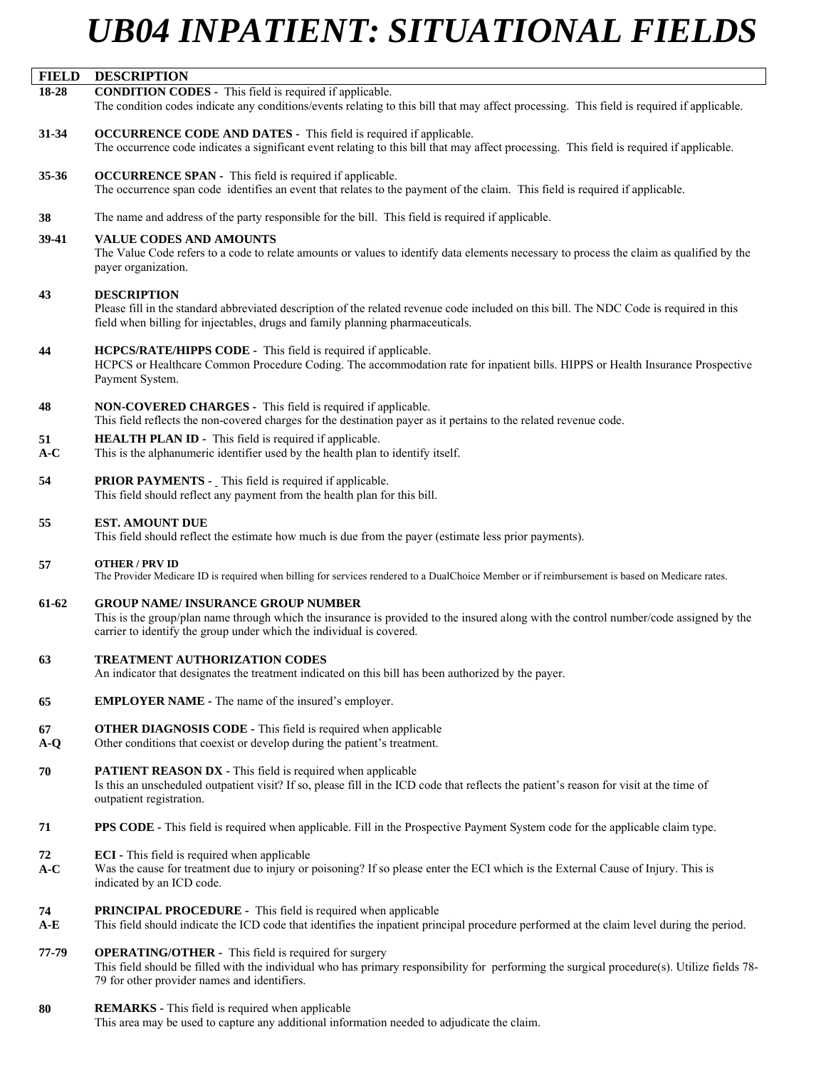# *UB04 INPATIENT: SITUATIONAL FIELDS*

| FIELD | DESCRIPTION |
|---|---|
| 18-28 | **CONDITION CODES -** This field is required if applicable.<br>The condition codes indicate any conditions/events relating to this bill that may affect processing. This field is required if applicable. |
| 31-34 | **OCCURRENCE CODE AND DATES -** This field is required if applicable.<br>The occurrence code indicates a significant event relating to this bill that may affect processing. This field is required if applicable. |
| 35-36 | **OCCURRENCE SPAN -** This field is required if applicable.<br>The occurrence span code identifies an event that relates to the payment of the claim. This field is required if applicable. |
| 38 | The name and address of the party responsible for the bill. This field is required if applicable. |
| 39-41 | **VALUE CODES AND AMOUNTS**<br>The Value Code refers to a code to relate amounts or values to identify data elements necessary to process the claim as qualified by the payer organization. |
| 43 | **DESCRIPTION**<br>Please fill in the standard abbreviated description of the related revenue code included on this bill. The NDC Code is required in this field when billing for injectables, drugs and family planning pharmaceuticals. |
| 44 | **HCPCS/RATE/HIPPS CODE -** This field is required if applicable.<br>HCPCS or Healthcare Common Procedure Coding. The accommodation rate for inpatient bills. HIPPS or Health Insurance Prospective Payment System. |
| 48 | **NON-COVERED CHARGES -** This field is required if applicable.<br>This field reflects the non-covered charges for the destination payer as it pertains to the related revenue code. |
| 51 A-C | **HEALTH PLAN ID -** This field is required if applicable.<br>This is the alphanumeric identifier used by the health plan to identify itself. |
| 54 | **PRIOR PAYMENTS -** This field is required if applicable.<br>This field should reflect any payment from the health plan for this bill. |
| 55 | **EST. AMOUNT DUE**<br>This field should reflect the estimate how much is due from the payer (estimate less prior payments). |
| 57 | **OTHER / PRV ID**<br>The Provider Medicare ID is required when billing for services rendered to a DualChoice Member or if reimbursement is based on Medicare rates. |
| 61-62 | **GROUP NAME/ INSURANCE GROUP NUMBER**<br>This is the group/plan name through which the insurance is provided to the insured along with the control number/code assigned by the carrier to identify the group under which the individual is covered. |
| 63 | **TREATMENT AUTHORIZATION CODES**<br>An indicator that designates the treatment indicated on this bill has been authorized by the payer. |
| 65 | **EMPLOYER NAME -** The name of the insured's employer. |
| 67 A-Q | **OTHER DIAGNOSIS CODE -** This field is required when applicable<br>Other conditions that coexist or develop during the patient's treatment. |
| 70 | **PATIENT REASON DX -** This field is required when applicable<br>Is this an unscheduled outpatient visit? If so, please fill in the ICD code that reflects the patient's reason for visit at the time of outpatient registration. |
| 71 | **PPS CODE -** This field is required when applicable. Fill in the Prospective Payment System code for the applicable claim type. |
| 72 A-C | **ECI -** This field is required when applicable<br>Was the cause for treatment due to injury or poisoning? If so please enter the ECI which is the External Cause of Injury. This is indicated by an ICD code. |
| 74 A-E | **PRINCIPAL PROCEDURE -** This field is required when applicable<br>This field should indicate the ICD code that identifies the inpatient principal procedure performed at the claim level during the period. |
| 77-79 | **OPERATING/OTHER -** This field is required for surgery<br>This field should be filled with the individual who has primary responsibility for performing the surgical procedure(s). Utilize fields 78-79 for other provider names and identifiers. |
| 80 | **REMARKS -** This field is required when applicable<br>This area may be used to capture any additional information needed to adjudicate the claim. |